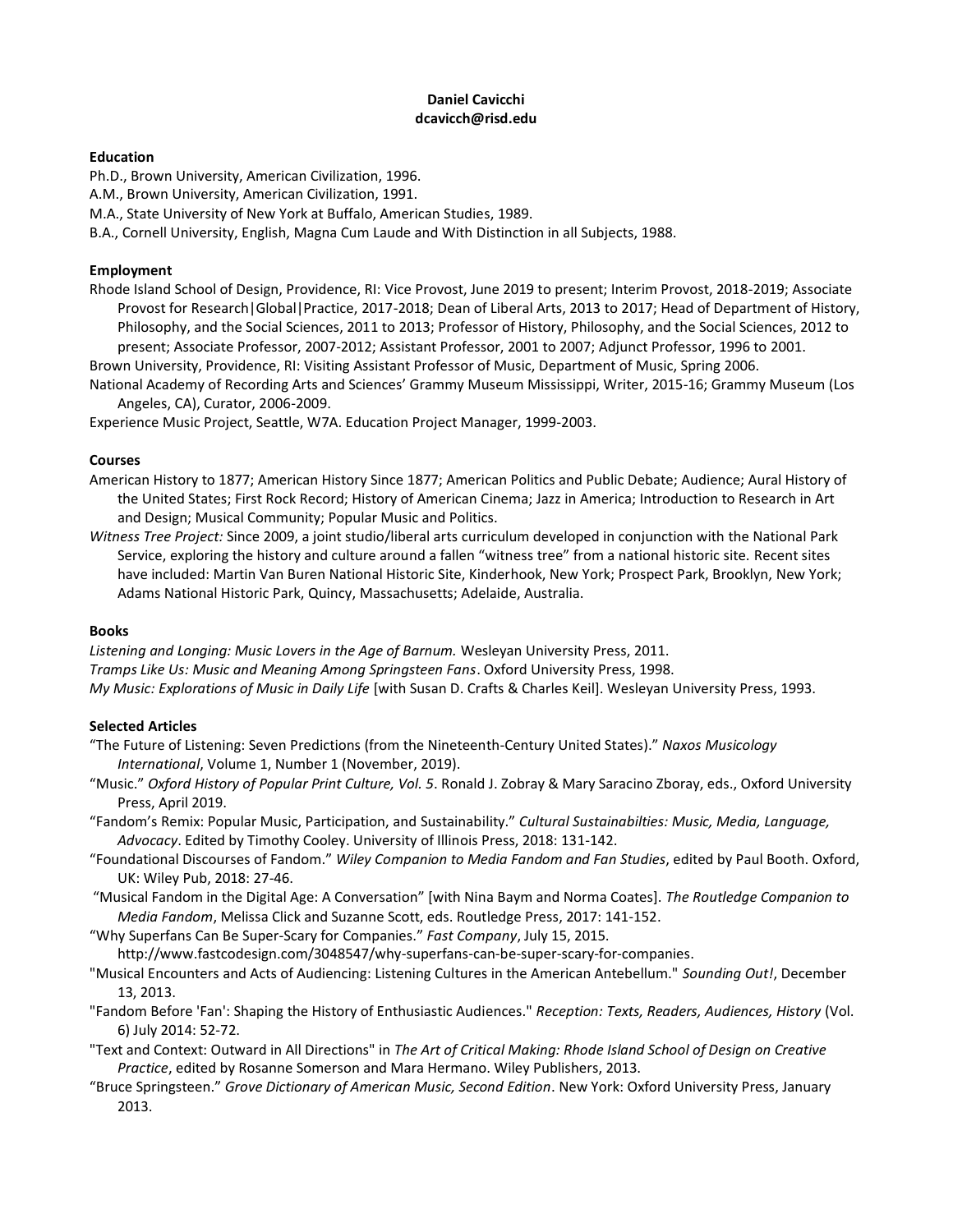**Daniel Cavicchi**
**dcavicch@risd.edu**

## Education

Ph.D., Brown University, American Civilization, 1996.
A.M., Brown University, American Civilization, 1991.
M.A., State University of New York at Buffalo, American Studies, 1989.
B.A., Cornell University, English, Magna Cum Laude and With Distinction in all Subjects, 1988.

## Employment

Rhode Island School of Design, Providence, RI: Vice Provost, June 2019 to present; Interim Provost, 2018-2019; Associate Provost for Research|Global|Practice, 2017-2018; Dean of Liberal Arts, 2013 to 2017; Head of Department of History, Philosophy, and the Social Sciences, 2011 to 2013; Professor of History, Philosophy, and the Social Sciences, 2012 to present; Associate Professor, 2007-2012; Assistant Professor, 2001 to 2007; Adjunct Professor, 1996 to 2001.

Brown University, Providence, RI: Visiting Assistant Professor of Music, Department of Music, Spring 2006.

National Academy of Recording Arts and Sciences' Grammy Museum Mississippi, Writer, 2015-16; Grammy Museum (Los Angeles, CA), Curator, 2006-2009.

Experience Music Project, Seattle, W7A. Education Project Manager, 1999-2003.

## Courses

American History to 1877; American History Since 1877; American Politics and Public Debate; Audience; Aural History of the United States; First Rock Record; History of American Cinema; Jazz in America; Introduction to Research in Art and Design; Musical Community; Popular Music and Politics.

*Witness Tree Project:* Since 2009, a joint studio/liberal arts curriculum developed in conjunction with the National Park Service, exploring the history and culture around a fallen "witness tree" from a national historic site. Recent sites have included: Martin Van Buren National Historic Site, Kinderhook, New York; Prospect Park, Brooklyn, New York; Adams National Historic Park, Quincy, Massachusetts; Adelaide, Australia.

## Books

*Listening and Longing: Music Lovers in the Age of Barnum.* Wesleyan University Press, 2011.
*Tramps Like Us: Music and Meaning Among Springsteen Fans*. Oxford University Press, 1998.
*My Music: Explorations of Music in Daily Life* [with Susan D. Crafts & Charles Keil]. Wesleyan University Press, 1993.

## Selected Articles

"The Future of Listening: Seven Predictions (from the Nineteenth-Century United States)." *Naxos Musicology International*, Volume 1, Number 1 (November, 2019).

"Music." *Oxford History of Popular Print Culture, Vol. 5*. Ronald J. Zobray & Mary Saracino Zboray, eds., Oxford University Press, April 2019.

"Fandom's Remix: Popular Music, Participation, and Sustainability." *Cultural Sustainabilties: Music, Media, Language, Advocacy*. Edited by Timothy Cooley. University of Illinois Press, 2018: 131-142.

"Foundational Discourses of Fandom." *Wiley Companion to Media Fandom and Fan Studies*, edited by Paul Booth. Oxford, UK: Wiley Pub, 2018: 27-46.

"Musical Fandom in the Digital Age: A Conversation" [with Nina Baym and Norma Coates]. *The Routledge Companion to Media Fandom*, Melissa Click and Suzanne Scott, eds. Routledge Press, 2017: 141-152.

"Why Superfans Can Be Super-Scary for Companies." *Fast Company*, July 15, 2015. http://www.fastcodesign.com/3048547/why-superfans-can-be-super-scary-for-companies.

"Musical Encounters and Acts of Audiencing: Listening Cultures in the American Antebellum." *Sounding Out!*, December 13, 2013.

"Fandom Before 'Fan': Shaping the History of Enthusiastic Audiences." *Reception: Texts, Readers, Audiences, History* (Vol. 6) July 2014: 52-72.

"Text and Context: Outward in All Directions" in *The Art of Critical Making: Rhode Island School of Design on Creative Practice*, edited by Rosanne Somerson and Mara Hermano. Wiley Publishers, 2013.

"Bruce Springsteen." *Grove Dictionary of American Music, Second Edition*. New York: Oxford University Press, January 2013.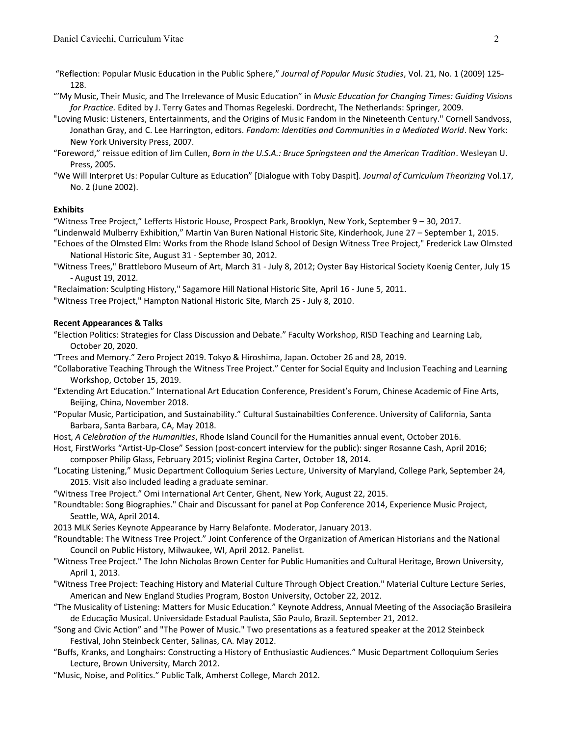"Reflection: Popular Music Education in the Public Sphere," *Journal of Popular Music Studies*, Vol. 21, No. 1 (2009) 125-128.

"'My Music, Their Music, and The Irrelevance of Music Education" in *Music Education for Changing Times: Guiding Visions for Practice.* Edited by J. Terry Gates and Thomas Regeleski. Dordrecht, The Netherlands: Springer, 2009.

"Loving Music: Listeners, Entertainments, and the Origins of Music Fandom in the Nineteenth Century." Cornell Sandvoss, Jonathan Gray, and C. Lee Harrington, editors. *Fandom: Identities and Communities in a Mediated World*. New York: New York University Press, 2007.

"Foreword," reissue edition of Jim Cullen, *Born in the U.S.A.: Bruce Springsteen and the American Tradition*. Wesleyan U. Press, 2005.

"We Will Interpret Us: Popular Culture as Education" [Dialogue with Toby Daspit]. *Journal of Curriculum Theorizing* Vol.17, No. 2 (June 2002).

**Exhibits**

"Witness Tree Project," Lefferts Historic House, Prospect Park, Brooklyn, New York, September 9 – 30, 2017.

"Lindenwald Mulberry Exhibition," Martin Van Buren National Historic Site, Kinderhook, June 27 – September 1, 2015.

"Echoes of the Olmsted Elm: Works from the Rhode Island School of Design Witness Tree Project," Frederick Law Olmsted National Historic Site, August 31 - September 30, 2012.

"Witness Trees," Brattleboro Museum of Art, March 31 - July 8, 2012; Oyster Bay Historical Society Koenig Center, July 15 - August 19, 2012.

"Reclaimation: Sculpting History," Sagamore Hill National Historic Site, April 16 - June 5, 2011.

"Witness Tree Project," Hampton National Historic Site, March 25 - July 8, 2010.

**Recent Appearances & Talks**

"Election Politics: Strategies for Class Discussion and Debate." Faculty Workshop, RISD Teaching and Learning Lab, October 20, 2020.

"Trees and Memory." Zero Project 2019. Tokyo & Hiroshima, Japan. October 26 and 28, 2019.

"Collaborative Teaching Through the Witness Tree Project." Center for Social Equity and Inclusion Teaching and Learning Workshop, October 15, 2019.

"Extending Art Education." International Art Education Conference, President's Forum, Chinese Academic of Fine Arts, Beijing, China, November 2018.

"Popular Music, Participation, and Sustainability." Cultural Sustainabilties Conference. University of California, Santa Barbara, Santa Barbara, CA, May 2018.

Host, *A Celebration of the Humanities*, Rhode Island Council for the Humanities annual event, October 2016.

Host, FirstWorks "Artist-Up-Close" Session (post-concert interview for the public): singer Rosanne Cash, April 2016; composer Philip Glass, February 2015; violinist Regina Carter, October 18, 2014.

"Locating Listening," Music Department Colloquium Series Lecture, University of Maryland, College Park, September 24, 2015. Visit also included leading a graduate seminar.

"Witness Tree Project." Omi International Art Center, Ghent, New York, August 22, 2015.

"Roundtable: Song Biographies." Chair and Discussant for panel at Pop Conference 2014, Experience Music Project, Seattle, WA, April 2014.

2013 MLK Series Keynote Appearance by Harry Belafonte. Moderator, January 2013.

"Roundtable: The Witness Tree Project." Joint Conference of the Organization of American Historians and the National Council on Public History, Milwaukee, WI, April 2012. Panelist.

"Witness Tree Project." The John Nicholas Brown Center for Public Humanities and Cultural Heritage, Brown University, April 1, 2013.

"Witness Tree Project: Teaching History and Material Culture Through Object Creation." Material Culture Lecture Series, American and New England Studies Program, Boston University, October 22, 2012.

"The Musicality of Listening: Matters for Music Education." Keynote Address, Annual Meeting of the Associação Brasileira de Educação Musical. Universidade Estadual Paulista, São Paulo, Brazil. September 21, 2012.

"Song and Civic Action" and "The Power of Music." Two presentations as a featured speaker at the 2012 Steinbeck Festival, John Steinbeck Center, Salinas, CA. May 2012.

"Buffs, Kranks, and Longhairs: Constructing a History of Enthusiastic Audiences." Music Department Colloquium Series Lecture, Brown University, March 2012.

"Music, Noise, and Politics." Public Talk, Amherst College, March 2012.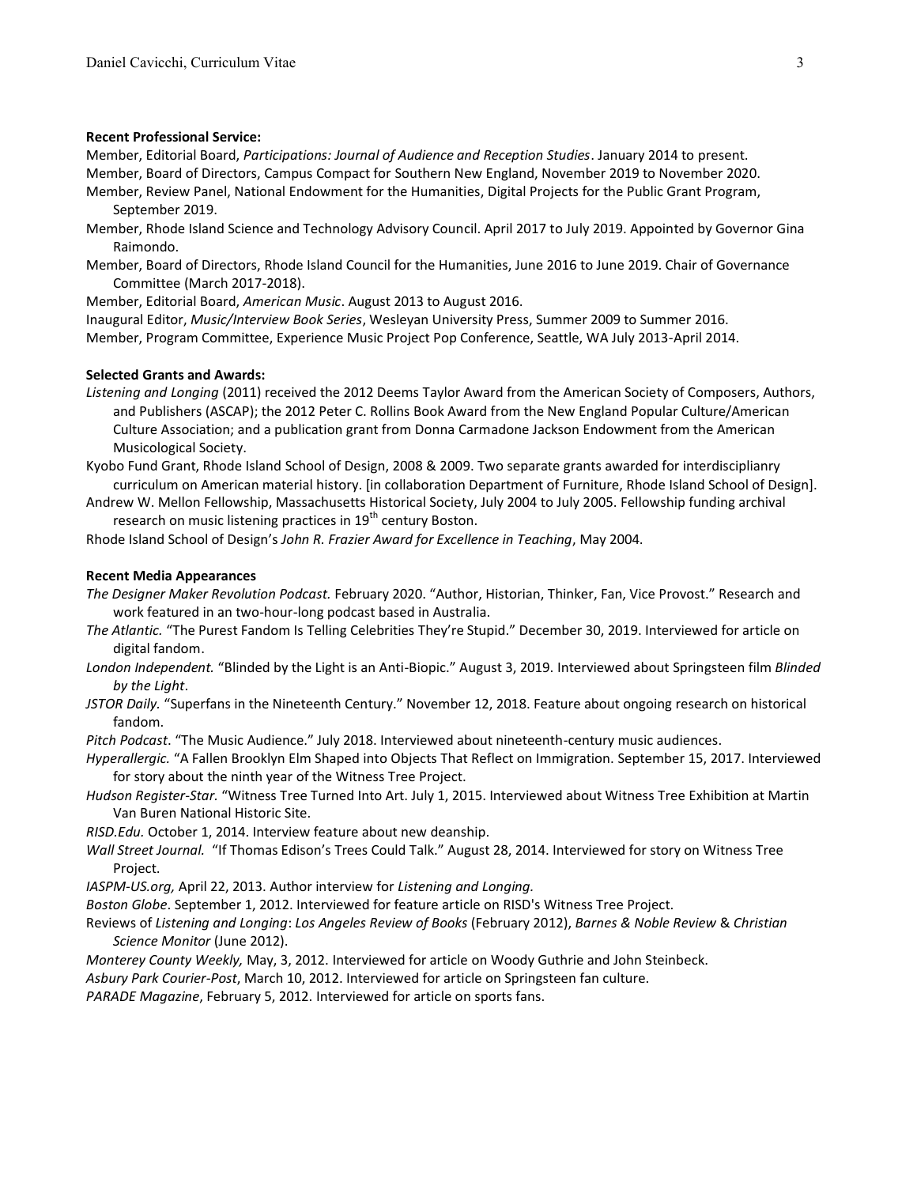**Recent Professional Service:**

Member, Editorial Board, *Participations: Journal of Audience and Reception Studies*. January 2014 to present.

Member, Board of Directors, Campus Compact for Southern New England, November 2019 to November 2020.

Member, Review Panel, National Endowment for the Humanities, Digital Projects for the Public Grant Program, September 2019.

Member, Rhode Island Science and Technology Advisory Council. April 2017 to July 2019. Appointed by Governor Gina Raimondo.

Member, Board of Directors, Rhode Island Council for the Humanities, June 2016 to June 2019. Chair of Governance Committee (March 2017-2018).

Member, Editorial Board, *American Music*. August 2013 to August 2016.

Inaugural Editor, *Music/Interview Book Series*, Wesleyan University Press, Summer 2009 to Summer 2016.

Member, Program Committee, Experience Music Project Pop Conference, Seattle, WA July 2013-April 2014.

**Selected Grants and Awards:**

*Listening and Longing* (2011) received the 2012 Deems Taylor Award from the American Society of Composers, Authors, and Publishers (ASCAP); the 2012 Peter C. Rollins Book Award from the New England Popular Culture/American Culture Association; and a publication grant from Donna Carmadone Jackson Endowment from the American Musicological Society.

Kyobo Fund Grant, Rhode Island School of Design, 2008 & 2009. Two separate grants awarded for interdisciplianry curriculum on American material history. [in collaboration Department of Furniture, Rhode Island School of Design].

Andrew W. Mellon Fellowship, Massachusetts Historical Society, July 2004 to July 2005. Fellowship funding archival research on music listening practices in 19th century Boston.

Rhode Island School of Design's *John R. Frazier Award for Excellence in Teaching*, May 2004.

**Recent Media Appearances**

*The Designer Maker Revolution Podcast.* February 2020. "Author, Historian, Thinker, Fan, Vice Provost." Research and work featured in an two-hour-long podcast based in Australia.

*The Atlantic.* "The Purest Fandom Is Telling Celebrities They're Stupid." December 30, 2019. Interviewed for article on digital fandom.

*London Independent.* "Blinded by the Light is an Anti-Biopic." August 3, 2019. Interviewed about Springsteen film *Blinded by the Light*.

*JSTOR Daily.* "Superfans in the Nineteenth Century." November 12, 2018. Feature about ongoing research on historical fandom.

*Pitch Podcast*. "The Music Audience." July 2018. Interviewed about nineteenth-century music audiences.

*Hyperallergic.* "A Fallen Brooklyn Elm Shaped into Objects That Reflect on Immigration. September 15, 2017. Interviewed for story about the ninth year of the Witness Tree Project.

*Hudson Register-Star.* "Witness Tree Turned Into Art. July 1, 2015. Interviewed about Witness Tree Exhibition at Martin Van Buren National Historic Site.

*RISD.Edu.* October 1, 2014. Interview feature about new deanship.

*Wall Street Journal.* "If Thomas Edison's Trees Could Talk." August 28, 2014. Interviewed for story on Witness Tree Project.

*IASPM-US.org,* April 22, 2013. Author interview for *Listening and Longing.*

*Boston Globe*. September 1, 2012. Interviewed for feature article on RISD's Witness Tree Project.

Reviews of *Listening and Longing*: *Los Angeles Review of Books* (February 2012), *Barnes & Noble Review* & *Christian Science Monitor* (June 2012).

*Monterey County Weekly,* May, 3, 2012. Interviewed for article on Woody Guthrie and John Steinbeck.

*Asbury Park Courier-Post*, March 10, 2012. Interviewed for article on Springsteen fan culture.

*PARADE Magazine*, February 5, 2012. Interviewed for article on sports fans.